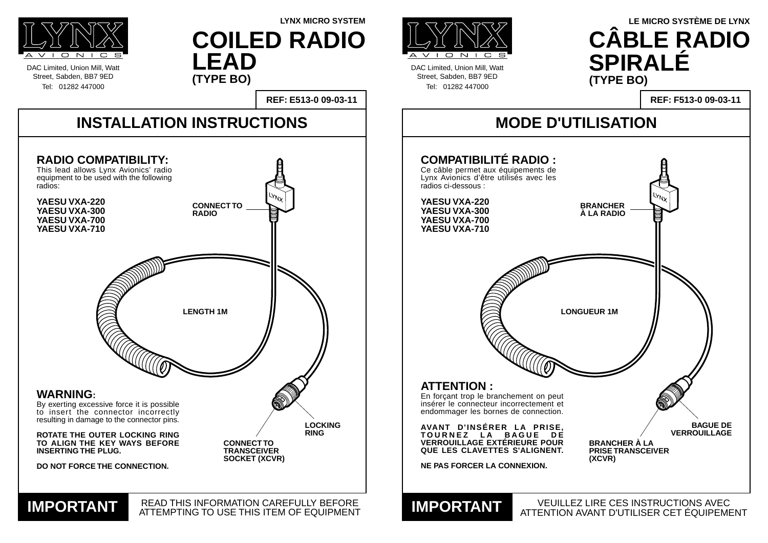DAC Limited, Union Mill, Watt Street, Sabden, BB7 9ED
Tel: 01282 447000

LYNX MICRO SYSTEM

# COILED RADIO LEAD
**(TYPE BO)**

**REF: E513-0 09-03-11**

## INSTALLATION INSTRUCTIONS

### RADIO COMPATIBILITY:

This lead allows Lynx Avionics' radio equipment to be used with the following radios:

**YAESU VXA-220**
**YAESU VXA-300**
**YAESU VXA-700**
**YAESU VXA-710**

**CONNECT TO RADIO**

**LENGTH 1M**

**LOCKING RING**

**CONNECT TO TRANSCEIVER SOCKET (XCVR)**

### WARNING:

By exerting excessive force it is possible to insert the connector incorrectly resulting in damage to the connector pins.

**ROTATE THE OUTER LOCKING RING TO ALIGN THE KEY WAYS BEFORE INSERTING THE PLUG.**

**DO NOT FORCE THE CONNECTION.**

**IMPORTANT** READ THIS INFORMATION CAREFULLY BEFORE ATTEMPTING TO USE THIS ITEM OF EQUIPMENT

---

DAC Limited, Union Mill, Watt Street, Sabden, BB7 9ED
Tel: 01282 447000

LE MICRO SYSTÈME DE LYNX

# CÂBLE RADIO SPIRALÉ
**(TYPE BO)**

**REF: F513-0 09-03-11**

## MODE D'UTILISATION

### COMPATIBILITÉ RADIO :

Ce câble permet aux équipements de Lynx Avionics d'être utilisés avec les radios ci-dessous :

**YAESU VXA-220**
**YAESU VXA-300**
**YAESU VXA-700**
**YAESU VXA-710**

**BRANCHER À LA RADIO**

**LONGUEUR 1M**

**BAGUE DE VERROUILLAGE**

**BRANCHER À LA PRISE TRANSCEIVER (XCVR)**

### ATTENTION :

En forçant trop le branchement on peut insérer le connecteur incorrectement et endommager les bornes de connection.

**AVANT D'INSÉRER LA PRISE, TOURNEZ LA BAGUE DE VERROUILLAGE EXTÉRIEURE POUR QUE LES CLAVETTES S'ALIGNENT.**

**NE PAS FORCER LA CONNEXION.**

**IMPORTANT** VEUILLEZ LIRE CES INSTRUCTIONS AVEC ATTENTION AVANT D'UTILISER CET ÉQUIPEMENT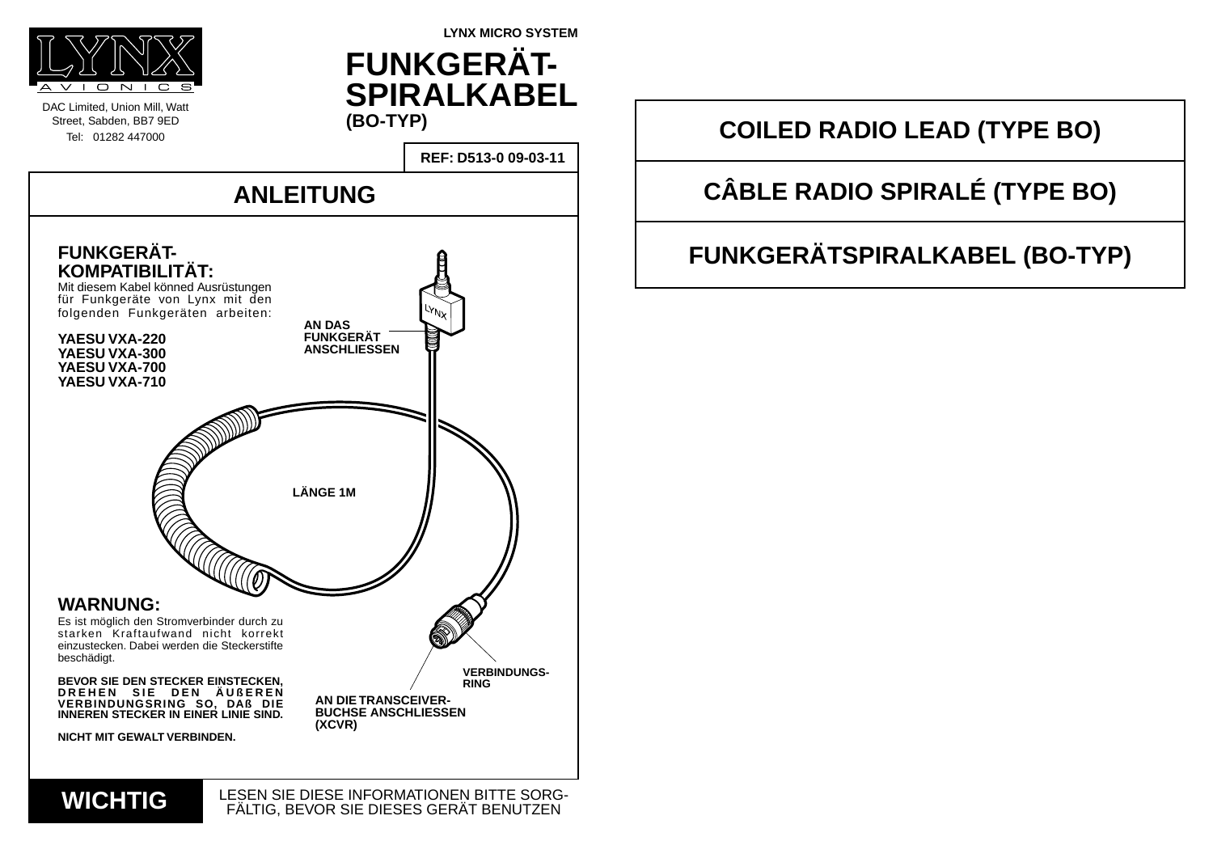LYNX AVIONICS

DAC Limited, Union Mill, Watt Street, Sabden, BB7 9ED
Tel: 01282 447000

LYNX MICRO SYSTEM

# FUNKGERÄT-SPIRALKABEL (BO-TYP)

REF: D513-0 09-03-11

## ANLEITUNG

### FUNKGERÄT-KOMPATIBILITÄT:

Mit diesem Kabel könned Ausrüstungen für Funkgeräte von Lynx mit den folgenden Funkgeräten arbeiten:

**YAESU VXA-220**
**YAESU VXA-300**
**YAESU VXA-700**
**YAESU VXA-710**

AN DAS FUNKGERÄT ANSCHLIESSEN

LYNX

LÄNGE 1M

VERBINDUNGS-RING

AN DIE TRANSCEIVER-BUCHSE ANSCHLIESSEN (XCVR)

### WARNUNG:

Es ist möglich den Stromverbinder durch zu starken Kraftaufwand nicht korrekt einzustecken. Dabei werden die Steckerstifte beschädigt.

**BEVOR SIE DEN STECKER EINSTECKEN, DREHEN SIE DEN ÄUßEREN VERBINDUNGSRING SO, DAß DIE INNEREN STECKER IN EINER LINIE SIND.**

**NICHT MIT GEWALT VERBINDEN.**

**WICHTIG** LESEN SIE DIESE INFORMATIONEN BITTE SORGFÄLTIG, BEVOR SIE DIESES GERÄT BENUTZEN

| |
|---|
| **COILED RADIO LEAD (TYPE BO)** |
| **CÂBLE RADIO SPIRALÉ (TYPE BO)** |
| **FUNKGERÄTSPIRALKABEL (BO-TYP)** |